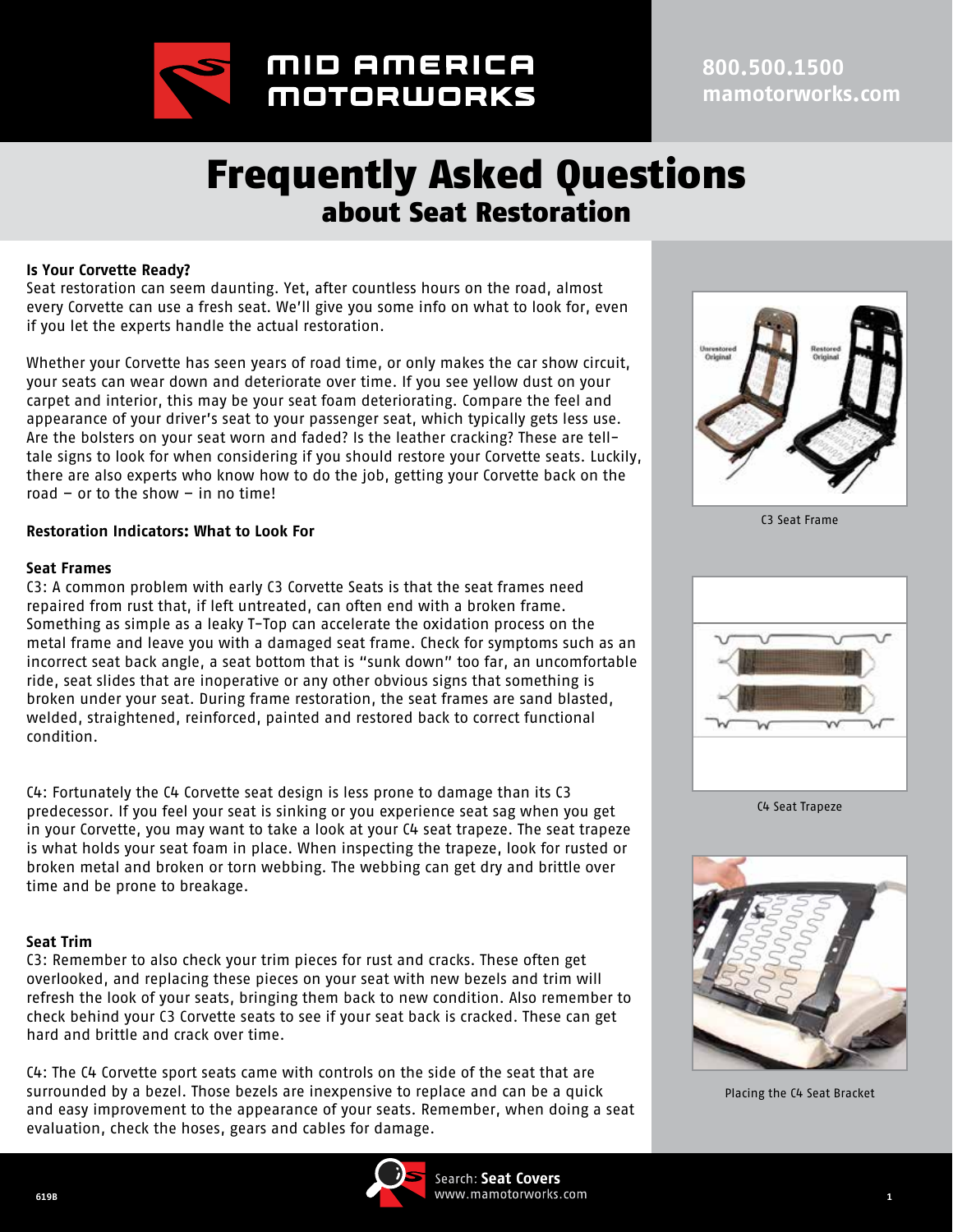# Frequently Asked Questions
## about Seat Restoration

**Is Your Corvette Ready?**

Seat restoration can seem daunting. Yet, after countless hours on the road, almost every Corvette can use a fresh seat. We'll give you some info on what to look for, even if you let the experts handle the actual restoration.

Whether your Corvette has seen years of road time, or only makes the car show circuit, your seats can wear down and deteriorate over time. If you see yellow dust on your carpet and interior, this may be your seat foam deteriorating. Compare the feel and appearance of your driver's seat to your passenger seat, which typically gets less use. Are the bolsters on your seat worn and faded? Is the leather cracking? These are tell-tale signs to look for when considering if you should restore your Corvette seats. Luckily, there are also experts who know how to do the job, getting your Corvette back on the road – or to the show – in no time!

**Restoration Indicators: What to Look For**

**Seat Frames**

C3: A common problem with early C3 Corvette Seats is that the seat frames need repaired from rust that, if left untreated, can often end with a broken frame. Something as simple as a leaky T-Top can accelerate the oxidation process on the metal frame and leave you with a damaged seat frame. Check for symptoms such as an incorrect seat back angle, a seat bottom that is "sunk down" too far, an uncomfortable ride, seat slides that are inoperative or any other obvious signs that something is broken under your seat. During frame restoration, the seat frames are sand blasted, welded, straightened, reinforced, painted and restored back to correct functional condition.

C3 Seat Frame

C4: Fortunately the C4 Corvette seat design is less prone to damage than its C3 predecessor. If you feel your seat is sinking or you experience seat sag when you get in your Corvette, you may want to take a look at your C4 seat trapeze. The seat trapeze is what holds your seat foam in place. When inspecting the trapeze, look for rusted or broken metal and broken or torn webbing. The webbing can get dry and brittle over time and be prone to breakage.

C4 Seat Trapeze

**Seat Trim**

C3: Remember to also check your trim pieces for rust and cracks. These often get overlooked, and replacing these pieces on your seat with new bezels and trim will refresh the look of your seats, bringing them back to new condition. Also remember to check behind your C3 Corvette seats to see if your seat back is cracked. These can get hard and brittle and crack over time.

C4: The C4 Corvette sport seats came with controls on the side of the seat that are surrounded by a bezel. Those bezels are inexpensive to replace and can be a quick and easy improvement to the appearance of your seats. Remember, when doing a seat evaluation, check the hoses, gears and cables for damage.

Placing the C4 Seat Bracket

Search: **Seat Covers**
www.mamotorworks.com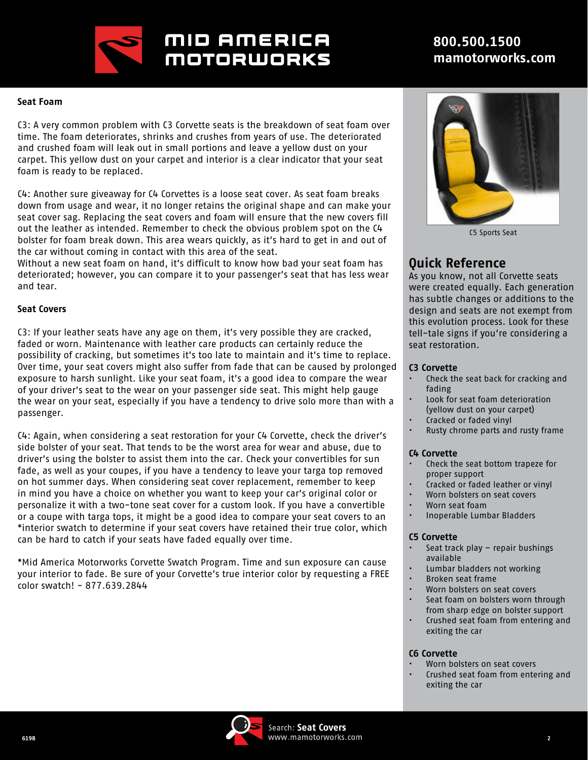## Seat Foam

C3: A very common problem with C3 Corvette seats is the breakdown of seat foam over time. The foam deteriorates, shrinks and crushes from years of use. The deteriorated and crushed foam will leak out in small portions and leave a yellow dust on your carpet. This yellow dust on your carpet and interior is a clear indicator that your seat foam is ready to be replaced.

C4: Another sure giveaway for C4 Corvettes is a loose seat cover. As seat foam breaks down from usage and wear, it no longer retains the original shape and can make your seat cover sag. Replacing the seat covers and foam will ensure that the new covers fill out the leather as intended. Remember to check the obvious problem spot on the C4 bolster for foam break down. This area wears quickly, as it's hard to get in and out of the car without coming in contact with this area of the seat.
Without a new seat foam on hand, it's difficult to know how bad your seat foam has deteriorated; however, you can compare it to your passenger's seat that has less wear and tear.

## Seat Covers

C3: If your leather seats have any age on them, it's very possible they are cracked, faded or worn. Maintenance with leather care products can certainly reduce the possibility of cracking, but sometimes it's too late to maintain and it's time to replace. Over time, your seat covers might also suffer from fade that can be caused by prolonged exposure to harsh sunlight. Like your seat foam, it's a good idea to compare the wear of your driver's seat to the wear on your passenger side seat. This might help gauge the wear on your seat, especially if you have a tendency to drive solo more than with a passenger.

C4: Again, when considering a seat restoration for your C4 Corvette, check the driver's side bolster of your seat. That tends to be the worst area for wear and abuse, due to driver's using the bolster to assist them into the car. Check your convertibles for sun fade, as well as your coupes, if you have a tendency to leave your targa top removed on hot summer days. When considering seat cover replacement, remember to keep in mind you have a choice on whether you want to keep your car's original color or personalize it with a two-tone seat cover for a custom look. If you have a convertible or a coupe with targa tops, it might be a good idea to compare your seat covers to an *interior swatch to determine if your seat covers have retained their true color, which can be hard to catch if your seats have faded equally over time.

*Mid America Motorworks Corvette Swatch Program. Time and sun exposure can cause your interior to fade. Be sure of your Corvette's true interior color by requesting a FREE color swatch! - 877.639.2844

C5 Sports Seat

## Quick Reference

As you know, not all Corvette seats were created equally. Each generation has subtle changes or additions to the design and seats are not exempt from this evolution process. Look for these tell-tale signs if you're considering a seat restoration.

### C3 Corvette

- Check the seat back for cracking and fading
- Look for seat foam deterioration (yellow dust on your carpet)
- Cracked or faded vinyl
- Rusty chrome parts and rusty frame

### C4 Corvette

- Check the seat bottom trapeze for proper support
- Cracked or faded leather or vinyl
- Worn bolsters on seat covers
- Worn seat foam
- Inoperable Lumbar Bladders

### C5 Corvette

- Seat track play – repair bushings available
- Lumbar bladders not working
- Broken seat frame
- Worn bolsters on seat covers
- Seat foam on bolsters worn through from sharp edge on bolster support
- Crushed seat foam from entering and exiting the car

### C6 Corvette

- Worn bolsters on seat covers
- Crushed seat foam from entering and exiting the car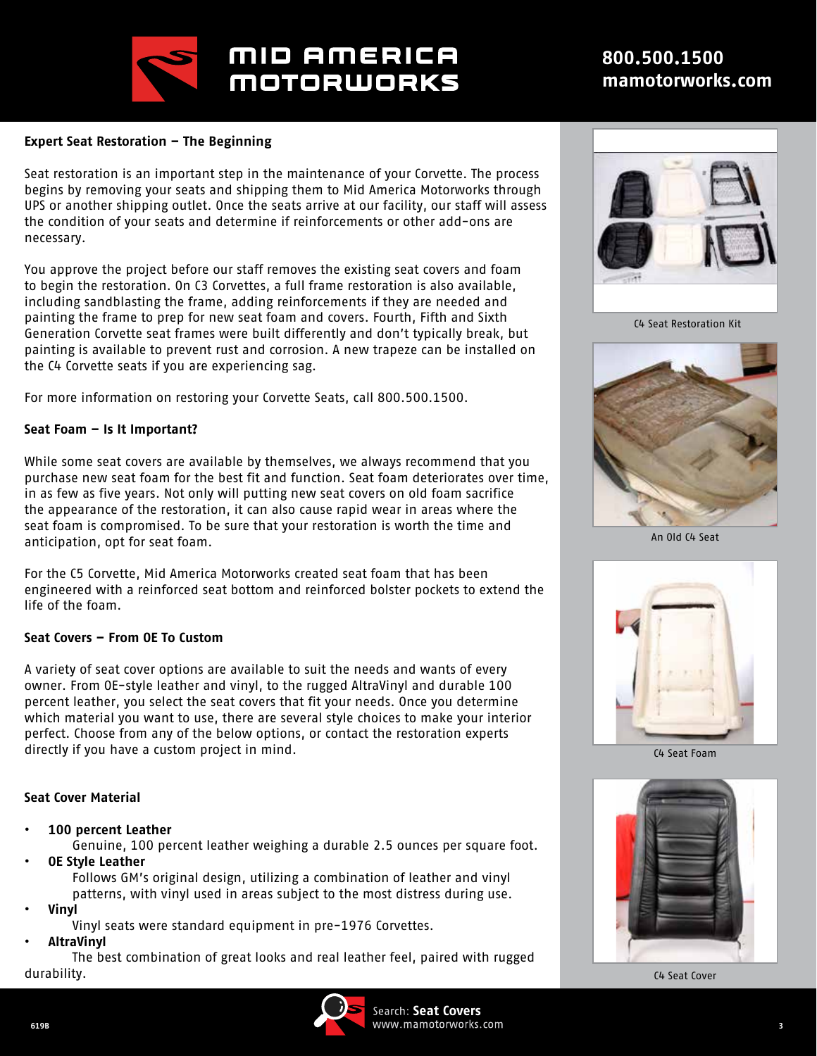## Expert Seat Restoration – The Beginning

Seat restoration is an important step in the maintenance of your Corvette. The process begins by removing your seats and shipping them to Mid America Motorworks through UPS or another shipping outlet. Once the seats arrive at our facility, our staff will assess the condition of your seats and determine if reinforcements or other add-ons are necessary.

You approve the project before our staff removes the existing seat covers and foam to begin the restoration. On C3 Corvettes, a full frame restoration is also available, including sandblasting the frame, adding reinforcements if they are needed and painting the frame to prep for new seat foam and covers. Fourth, Fifth and Sixth Generation Corvette seat frames were built differently and don't typically break, but painting is available to prevent rust and corrosion. A new trapeze can be installed on the C4 Corvette seats if you are experiencing sag.

For more information on restoring your Corvette Seats, call 800.500.1500.

## Seat Foam – Is It Important?

While some seat covers are available by themselves, we always recommend that you purchase new seat foam for the best fit and function. Seat foam deteriorates over time, in as few as five years. Not only will putting new seat covers on old foam sacrifice the appearance of the restoration, it can also cause rapid wear in areas where the seat foam is compromised. To be sure that your restoration is worth the time and anticipation, opt for seat foam.

For the C5 Corvette, Mid America Motorworks created seat foam that has been engineered with a reinforced seat bottom and reinforced bolster pockets to extend the life of the foam.

## Seat Covers – From OE To Custom

A variety of seat cover options are available to suit the needs and wants of every owner. From OE-style leather and vinyl, to the rugged AltraVinyl and durable 100 percent leather, you select the seat covers that fit your needs. Once you determine which material you want to use, there are several style choices to make your interior perfect. Choose from any of the below options, or contact the restoration experts directly if you have a custom project in mind.

## Seat Cover Material

- **100 percent Leather**
  Genuine, 100 percent leather weighing a durable 2.5 ounces per square foot.
- **OE Style Leather**
  Follows GM's original design, utilizing a combination of leather and vinyl patterns, with vinyl used in areas subject to the most distress during use.
- **Vinyl**
  Vinyl seats were standard equipment in pre-1976 Corvettes.
- **AltraVinyl**
  The best combination of great looks and real leather feel, paired with rugged durability.

C4 Seat Restoration Kit

An Old C4 Seat

C4 Seat Foam

C4 Seat Cover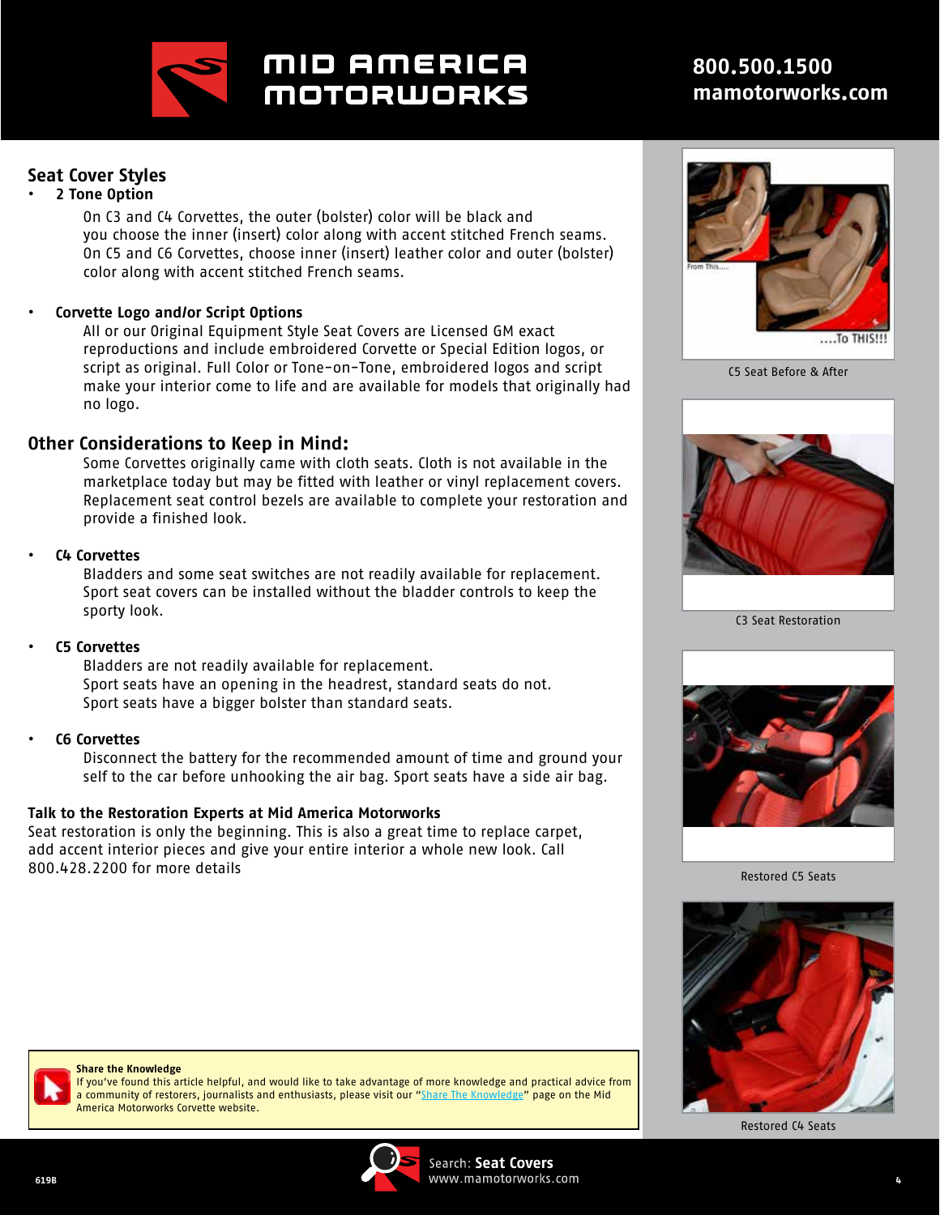## Seat Cover Styles

- **2 Tone Option**

  On C3 and C4 Corvettes, the outer (bolster) color will be black and you choose the inner (insert) color along with accent stitched French seams. On C5 and C6 Corvettes, choose inner (insert) leather color and outer (bolster) color along with accent stitched French seams.

- **Corvette Logo and/or Script Options**

  All or our Original Equipment Style Seat Covers are Licensed GM exact reproductions and include embroidered Corvette or Special Edition logos, or script as original. Full Color or Tone-on-Tone, embroidered logos and script make your interior come to life and are available for models that originally had no logo.

## Other Considerations to Keep in Mind:

Some Corvettes originally came with cloth seats. Cloth is not available in the marketplace today but may be fitted with leather or vinyl replacement covers. Replacement seat control bezels are available to complete your restoration and provide a finished look.

- **C4 Corvettes**

  Bladders and some seat switches are not readily available for replacement. Sport seat covers can be installed without the bladder controls to keep the sporty look.

- **C5 Corvettes**

  Bladders are not readily available for replacement.
  Sport seats have an opening in the headrest, standard seats do not.
  Sport seats have a bigger bolster than standard seats.

- **C6 Corvettes**

  Disconnect the battery for the recommended amount of time and ground your self to the car before unhooking the air bag. Sport seats have a side air bag.

### Talk to the Restoration Experts at Mid America Motorworks

Seat restoration is only the beginning. This is also a great time to replace carpet, add accent interior pieces and give your entire interior a whole new look. Call 800.428.2200 for more details

From This....

....To THIS!!!

C5 Seat Before & After

C3 Seat Restoration

Restored C5 Seats

Restored C4 Seats

**Share the Knowledge**
If you've found this article helpful, and would like to take advantage of more knowledge and practical advice from a community of restorers, journalists and enthusiasts, please visit our "Share The Knowledge" page on the Mid America Motorworks Corvette website.

Search: **Seat Covers**
www.mamotorworks.com